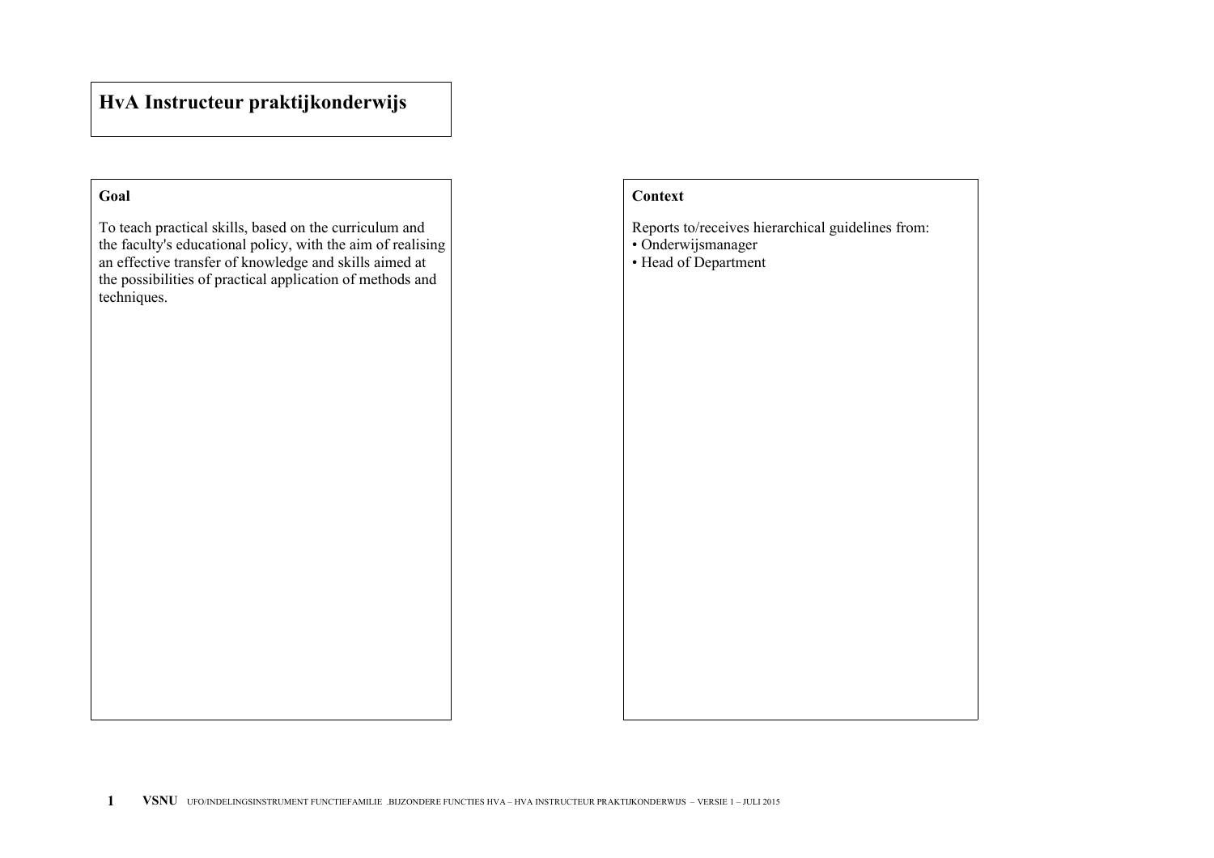# HvA Instructeur praktijkonderwijs

## Goal

To teach practical skills, based on the curriculum and the faculty's educational policy, with the aim of realising an effective transfer of knowledge and skills aimed at the possibilities of practical application of methods and techniques.

## Context

Reports to/receives hierarchical guidelines from:

- Onderwijsmanager
- Head of Department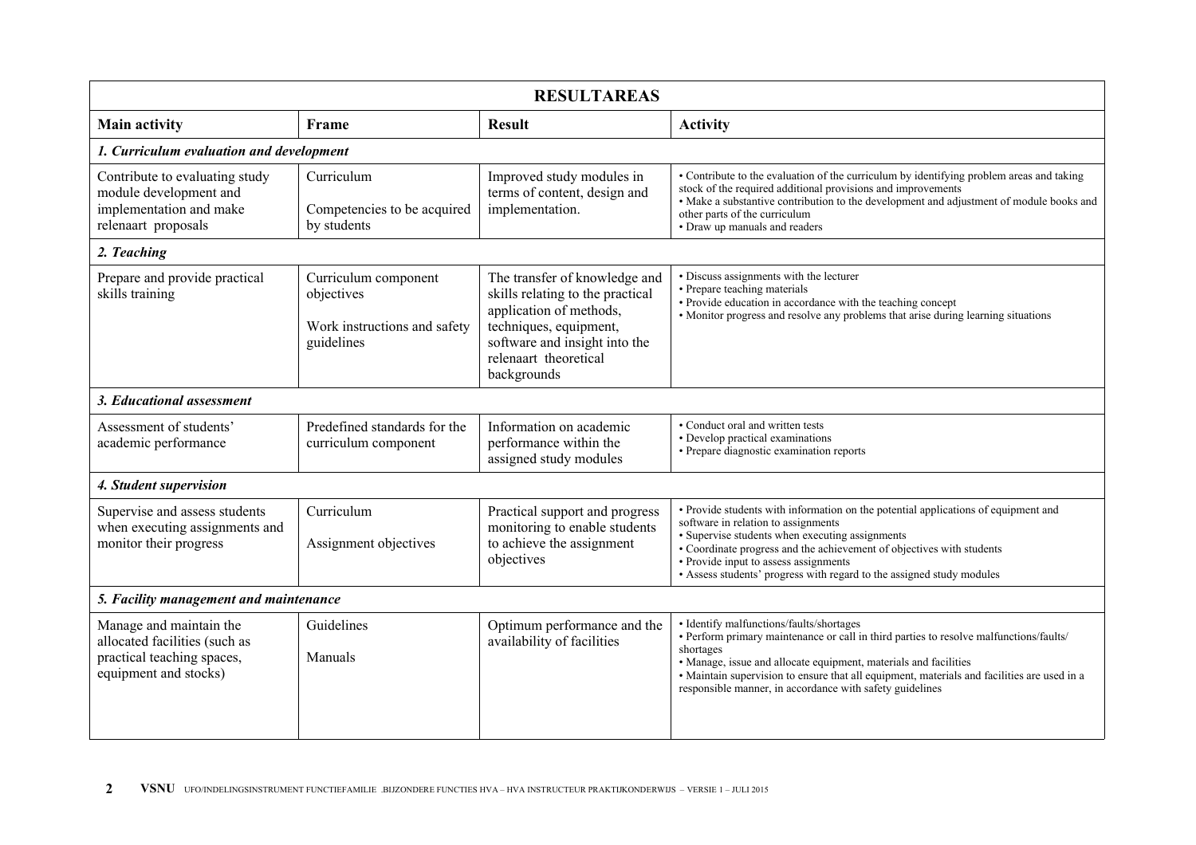| RESULTAREAS | | | |
|---|---|---|---|
| **Main activity** | **Frame** | **Result** | **Activity** |
| ***1. Curriculum evaluation and development*** | | | |
| Contribute to evaluating study module development and implementation and make relenaart proposals | Curriculum<br><br>Competencies to be acquired by students | Improved study modules in terms of content, design and implementation. | • Contribute to the evaluation of the curriculum by identifying problem areas and taking stock of the required additional provisions and improvements<br>• Make a substantive contribution to the development and adjustment of module books and other parts of the curriculum<br>• Draw up manuals and readers |
| ***2. Teaching*** | | | |
| Prepare and provide practical skills training | Curriculum component objectives<br><br>Work instructions and safety guidelines | The transfer of knowledge and skills relating to the practical application of methods, techniques, equipment, software and insight into the relenaart theoretical backgrounds | • Discuss assignments with the lecturer<br>• Prepare teaching materials<br>• Provide education in accordance with the teaching concept<br>• Monitor progress and resolve any problems that arise during learning situations |
| ***3. Educational assessment*** | | | |
| Assessment of students' academic performance | Predefined standards for the curriculum component | Information on academic performance within the assigned study modules | • Conduct oral and written tests<br>• Develop practical examinations<br>• Prepare diagnostic examination reports |
| ***4. Student supervision*** | | | |
| Supervise and assess students when executing assignments and monitor their progress | Curriculum<br><br>Assignment objectives | Practical support and progress monitoring to enable students to achieve the assignment objectives | • Provide students with information on the potential applications of equipment and software in relation to assignments<br>• Supervise students when executing assignments<br>• Coordinate progress and the achievement of objectives with students<br>• Provide input to assess assignments<br>• Assess students' progress with regard to the assigned study modules |
| ***5. Facility management and maintenance*** | | | |
| Manage and maintain the allocated facilities (such as practical teaching spaces, equipment and stocks) | Guidelines<br><br>Manuals | Optimum performance and the availability of facilities | • Identify malfunctions/faults/shortages<br>• Perform primary maintenance or call in third parties to resolve malfunctions/faults/ shortages<br>• Manage, issue and allocate equipment, materials and facilities<br>• Maintain supervision to ensure that all equipment, materials and facilities are used in a responsible manner, in accordance with safety guidelines |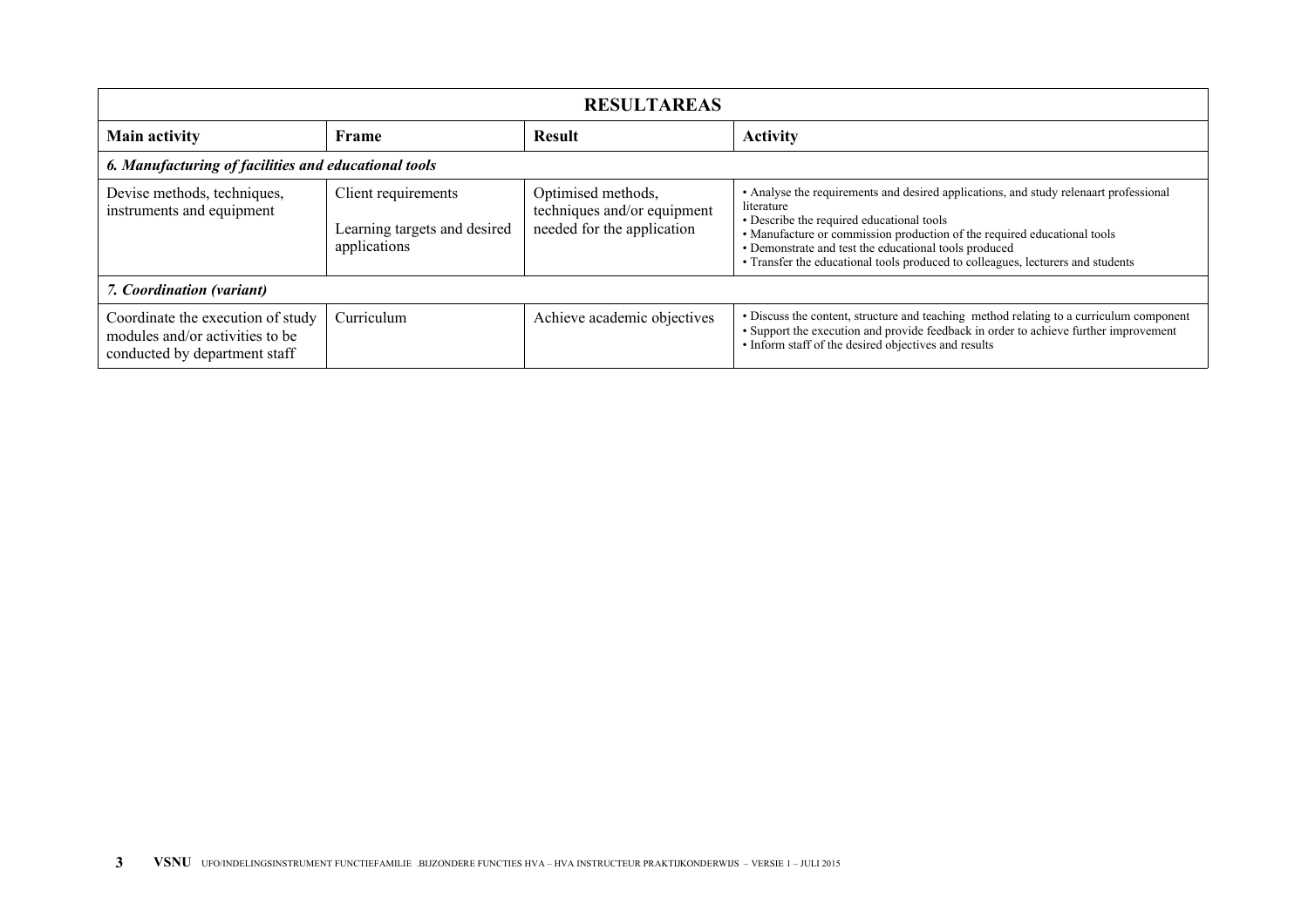| RESULTAREAS | | | |
|---|---|---|---|
| **Main activity** | **Frame** | **Result** | **Activity** |
| ***6. Manufacturing of facilities and educational tools*** | | | |
| Devise methods, techniques, instruments and equipment | Client requirements<br><br>Learning targets and desired applications | Optimised methods, techniques and/or equipment needed for the application | • Analyse the requirements and desired applications, and study relenaart professional literature<br>• Describe the required educational tools<br>• Manufacture or commission production of the required educational tools<br>• Demonstrate and test the educational tools produced<br>• Transfer the educational tools produced to colleagues, lecturers and students |
| ***7. Coordination (variant)*** | | | |
| Coordinate the execution of study modules and/or activities to be conducted by department staff | Curriculum | Achieve academic objectives | • Discuss the content, structure and teaching method relating to a curriculum component<br>• Support the execution and provide feedback in order to achieve further improvement<br>• Inform staff of the desired objectives and results |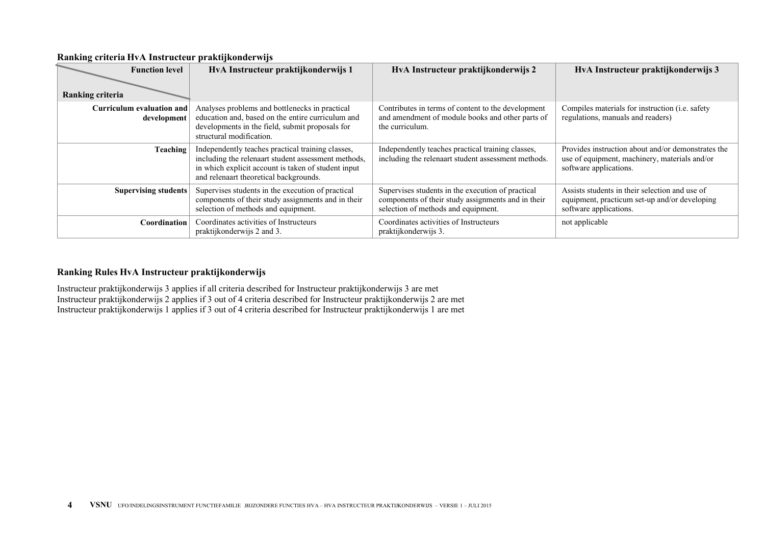**Ranking criteria HvA Instructeur praktijkonderwijs**

| Function level / Ranking criteria | HvA Instructeur praktijkonderwijs 1 | HvA Instructeur praktijkonderwijs 2 | HvA Instructeur praktijkonderwijs 3 |
|---|---|---|---|
| **Curriculum evaluation and development** | Analyses problems and bottlenecks in practical education and, based on the entire curriculum and developments in the field, submit proposals for structural modification. | Contributes in terms of content to the development and amendment of module books and other parts of the curriculum. | Compiles materials for instruction (i.e. safety regulations, manuals and readers) |
| **Teaching** | Independently teaches practical training classes, including the relenaart student assessment methods, in which explicit account is taken of student input and relenaart theoretical backgrounds. | Independently teaches practical training classes, including the relenaart student assessment methods. | Provides instruction about and/or demonstrates the use of equipment, machinery, materials and/or software applications. |
| **Supervising students** | Supervises students in the execution of practical components of their study assignments and in their selection of methods and equipment. | Supervises students in the execution of practical components of their study assignments and in their selection of methods and equipment. | Assists students in their selection and use of equipment, practicum set-up and/or developing software applications. |
| **Coordination** | Coordinates activities of Instructeurs praktijkonderwijs 2 and 3. | Coordinates activities of Instructeurs praktijkonderwijs 3. | not applicable |

**Ranking Rules HvA Instructeur praktijkonderwijs**

Instructeur praktijkonderwijs 3 applies if all criteria described for Instructeur praktijkonderwijs 3 are met
Instructeur praktijkonderwijs 2 applies if 3 out of 4 criteria described for Instructeur praktijkonderwijs 2 are met
Instructeur praktijkonderwijs 1 applies if 3 out of 4 criteria described for Instructeur praktijkonderwijs 1 are met